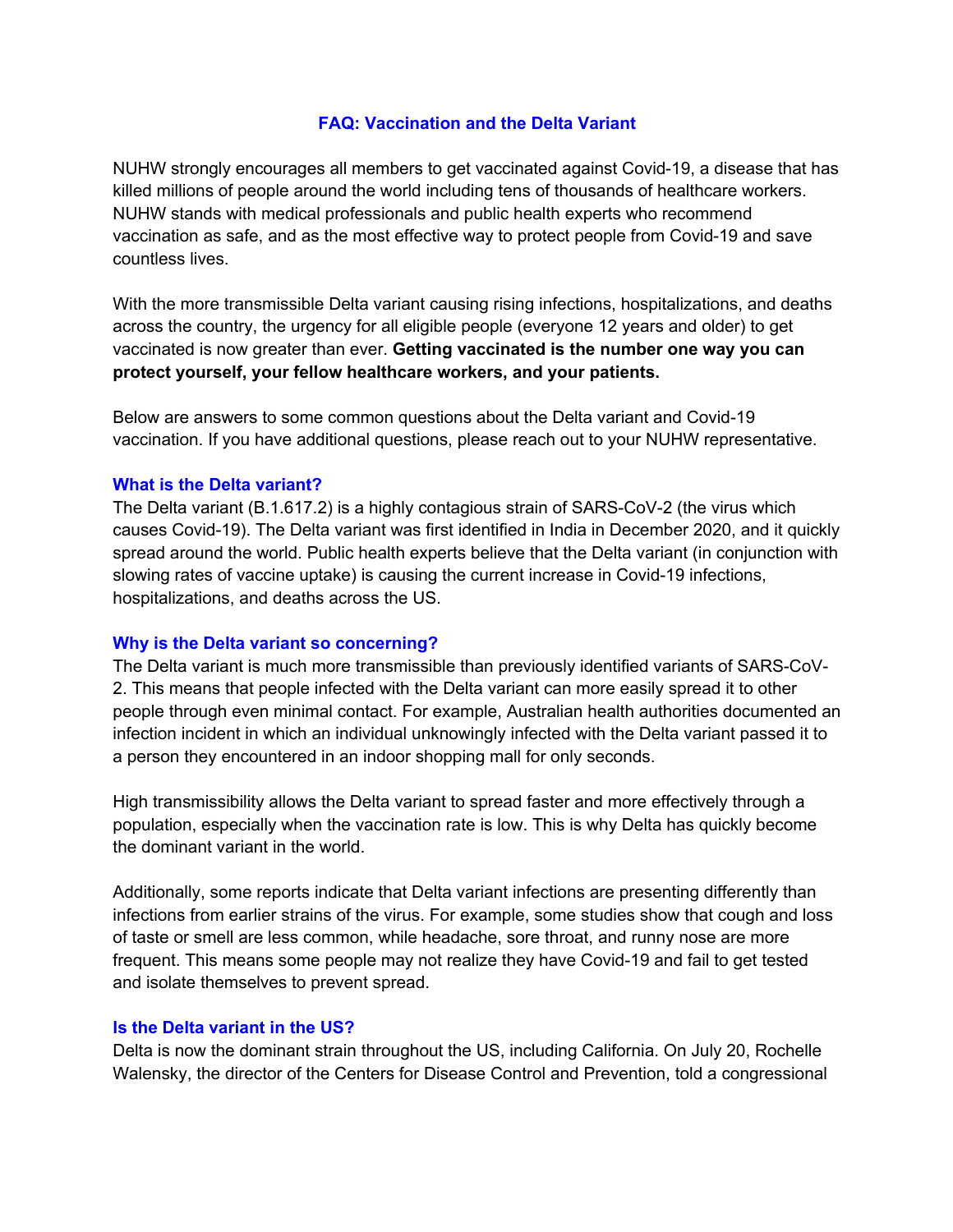# FAQ: Vaccination and the Delta Variant

NUHW strongly encourages all members to get vaccinated against Covid-19, a disease that has killed millions of people around the world including tens of thousands of healthcare workers. NUHW stands with medical professionals and public health experts who recommend vaccination as safe, and as the most effective way to protect people from Covid-19 and save countless lives.

With the more transmissible Delta variant causing rising infections, hospitalizations, and deaths across the country, the urgency for all eligible people (everyone 12 years and older) to get vaccinated is now greater than ever. **Getting vaccinated is the number one way you can protect yourself, your fellow healthcare workers, and your patients.**

Below are answers to some common questions about the Delta variant and Covid-19 vaccination. If you have additional questions, please reach out to your NUHW representative.

## What is the Delta variant?

The Delta variant (B.1.617.2) is a highly contagious strain of SARS-CoV-2 (the virus which causes Covid-19). The Delta variant was first identified in India in December 2020, and it quickly spread around the world. Public health experts believe that the Delta variant (in conjunction with slowing rates of vaccine uptake) is causing the current increase in Covid-19 infections, hospitalizations, and deaths across the US.

## Why is the Delta variant so concerning?

The Delta variant is much more transmissible than previously identified variants of SARS-CoV-2. This means that people infected with the Delta variant can more easily spread it to other people through even minimal contact. For example, Australian health authorities documented an infection incident in which an individual unknowingly infected with the Delta variant passed it to a person they encountered in an indoor shopping mall for only seconds.

High transmissibility allows the Delta variant to spread faster and more effectively through a population, especially when the vaccination rate is low. This is why Delta has quickly become the dominant variant in the world.

Additionally, some reports indicate that Delta variant infections are presenting differently than infections from earlier strains of the virus. For example, some studies show that cough and loss of taste or smell are less common, while headache, sore throat, and runny nose are more frequent. This means some people may not realize they have Covid-19 and fail to get tested and isolate themselves to prevent spread.

## Is the Delta variant in the US?

Delta is now the dominant strain throughout the US, including California. On July 20, Rochelle Walensky, the director of the Centers for Disease Control and Prevention, told a congressional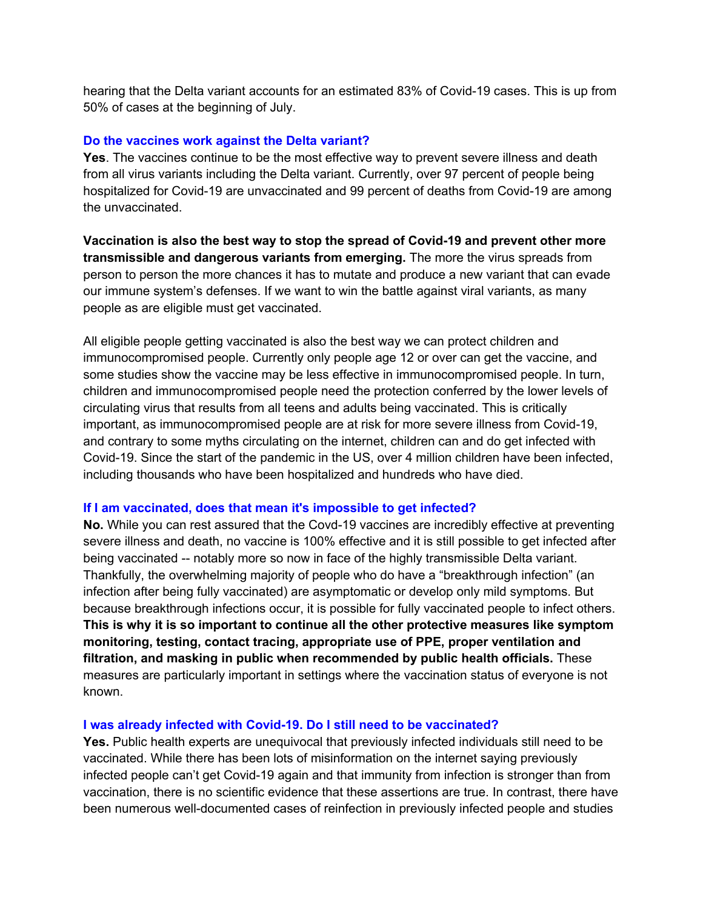hearing that the Delta variant accounts for an estimated 83% of Covid-19 cases. This is up from 50% of cases at the beginning of July.

### Do the vaccines work against the Delta variant?

**Yes**. The vaccines continue to be the most effective way to prevent severe illness and death from all virus variants including the Delta variant. Currently, over 97 percent of people being hospitalized for Covid-19 are unvaccinated and 99 percent of deaths from Covid-19 are among the unvaccinated.

**Vaccination is also the best way to stop the spread of Covid-19 and prevent other more transmissible and dangerous variants from emerging.** The more the virus spreads from person to person the more chances it has to mutate and produce a new variant that can evade our immune system's defenses. If we want to win the battle against viral variants, as many people as are eligible must get vaccinated.

All eligible people getting vaccinated is also the best way we can protect children and immunocompromised people. Currently only people age 12 or over can get the vaccine, and some studies show the vaccine may be less effective in immunocompromised people. In turn, children and immunocompromised people need the protection conferred by the lower levels of circulating virus that results from all teens and adults being vaccinated. This is critically important, as immunocompromised people are at risk for more severe illness from Covid-19, and contrary to some myths circulating on the internet, children can and do get infected with Covid-19. Since the start of the pandemic in the US, over 4 million children have been infected, including thousands who have been hospitalized and hundreds who have died.

### If I am vaccinated, does that mean it's impossible to get infected?

**No.** While you can rest assured that the Covd-19 vaccines are incredibly effective at preventing severe illness and death, no vaccine is 100% effective and it is still possible to get infected after being vaccinated -- notably more so now in face of the highly transmissible Delta variant. Thankfully, the overwhelming majority of people who do have a "breakthrough infection" (an infection after being fully vaccinated) are asymptomatic or develop only mild symptoms. But because breakthrough infections occur, it is possible for fully vaccinated people to infect others. **This is why it is so important to continue all the other protective measures like symptom monitoring, testing, contact tracing, appropriate use of PPE, proper ventilation and filtration, and masking in public when recommended by public health officials.** These measures are particularly important in settings where the vaccination status of everyone is not known.

### I was already infected with Covid-19. Do I still need to be vaccinated?

**Yes.** Public health experts are unequivocal that previously infected individuals still need to be vaccinated. While there has been lots of misinformation on the internet saying previously infected people can't get Covid-19 again and that immunity from infection is stronger than from vaccination, there is no scientific evidence that these assertions are true. In contrast, there have been numerous well-documented cases of reinfection in previously infected people and studies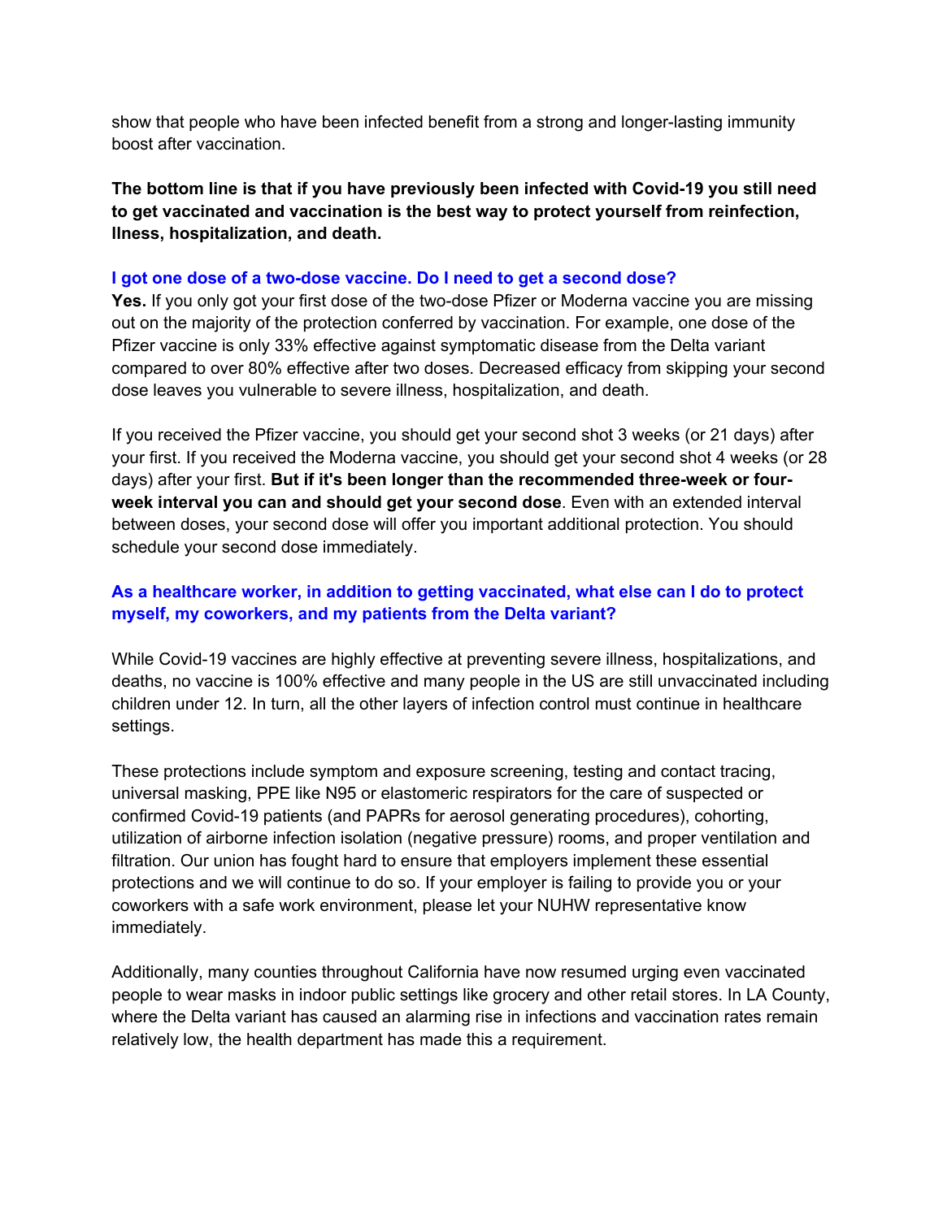show that people who have been infected benefit from a strong and longer-lasting immunity boost after vaccination.

**The bottom line is that if you have previously been infected with Covid-19 you still need to get vaccinated and vaccination is the best way to protect yourself from reinfection, llness, hospitalization, and death.**

### I got one dose of a two-dose vaccine. Do I need to get a second dose?

**Yes.** If you only got your first dose of the two-dose Pfizer or Moderna vaccine you are missing out on the majority of the protection conferred by vaccination. For example, one dose of the Pfizer vaccine is only 33% effective against symptomatic disease from the Delta variant compared to over 80% effective after two doses. Decreased efficacy from skipping your second dose leaves you vulnerable to severe illness, hospitalization, and death.

If you received the Pfizer vaccine, you should get your second shot 3 weeks (or 21 days) after your first. If you received the Moderna vaccine, you should get your second shot 4 weeks (or 28 days) after your first. **But if it's been longer than the recommended three-week or four-week interval you can and should get your second dose**. Even with an extended interval between doses, your second dose will offer you important additional protection. You should schedule your second dose immediately.

### As a healthcare worker, in addition to getting vaccinated, what else can I do to protect myself, my coworkers, and my patients from the Delta variant?

While Covid-19 vaccines are highly effective at preventing severe illness, hospitalizations, and deaths, no vaccine is 100% effective and many people in the US are still unvaccinated including children under 12. In turn, all the other layers of infection control must continue in healthcare settings.

These protections include symptom and exposure screening, testing and contact tracing, universal masking, PPE like N95 or elastomeric respirators for the care of suspected or confirmed Covid-19 patients (and PAPRs for aerosol generating procedures), cohorting, utilization of airborne infection isolation (negative pressure) rooms, and proper ventilation and filtration. Our union has fought hard to ensure that employers implement these essential protections and we will continue to do so. If your employer is failing to provide you or your coworkers with a safe work environment, please let your NUHW representative know immediately.

Additionally, many counties throughout California have now resumed urging even vaccinated people to wear masks in indoor public settings like grocery and other retail stores. In LA County, where the Delta variant has caused an alarming rise in infections and vaccination rates remain relatively low, the health department has made this a requirement.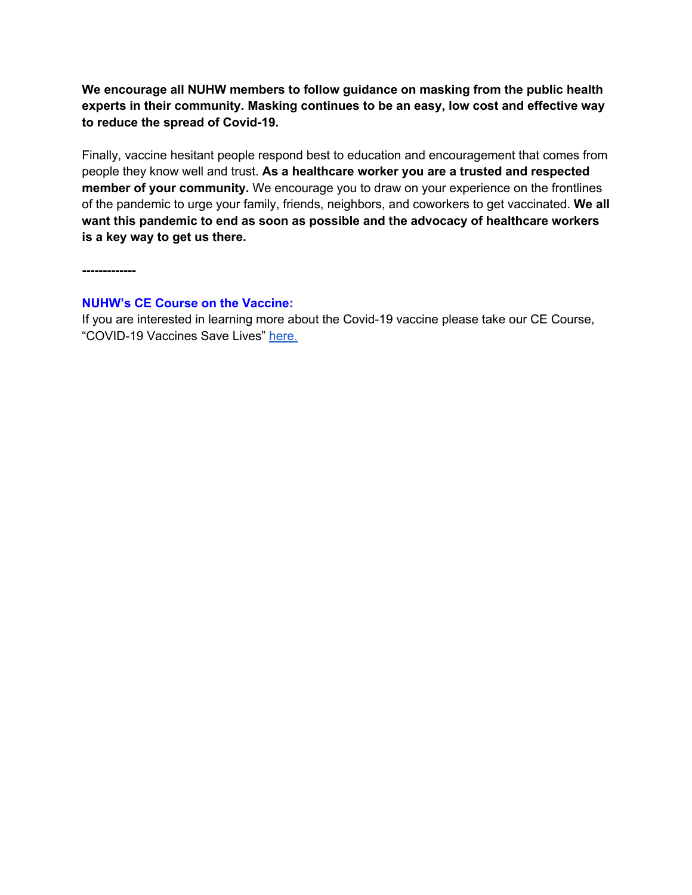**We encourage all NUHW members to follow guidance on masking from the public health experts in their community. Masking continues to be an easy, low cost and effective way to reduce the spread of Covid-19.**

Finally, vaccine hesitant people respond best to education and encouragement that comes from people they know well and trust. **As a healthcare worker you are a trusted and respected member of your community.** We encourage you to draw on your experience on the frontlines of the pandemic to urge your family, friends, neighbors, and coworkers to get vaccinated. **We all want this pandemic to end as soon as possible and the advocacy of healthcare workers is a key way to get us there.**

**-------------**

**NUHW's CE Course on the Vaccine:**

If you are interested in learning more about the Covid-19 vaccine please take our CE Course, "COVID-19 Vaccines Save Lives" here.